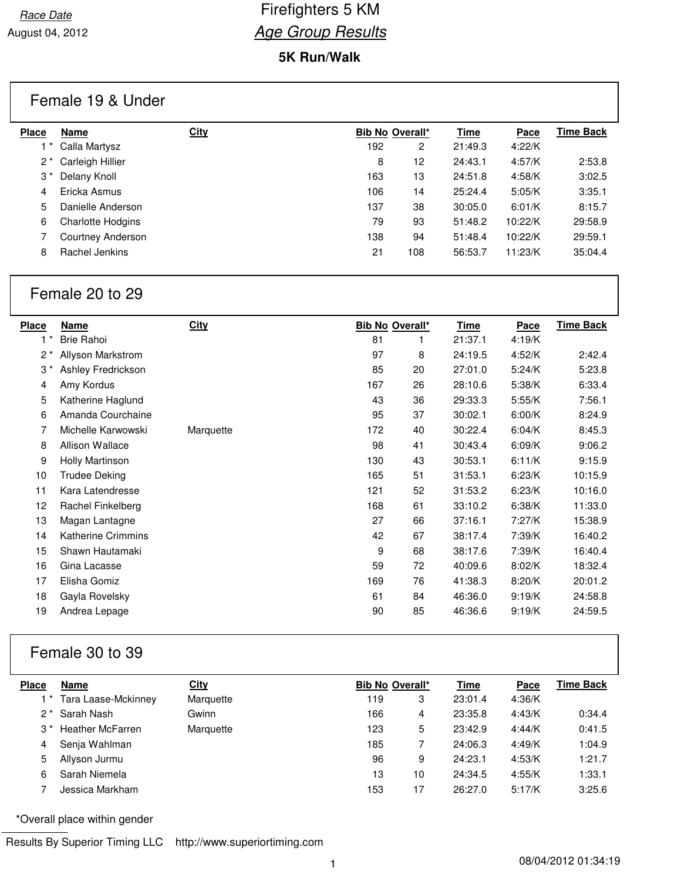Race Date

August 04, 2012

# Firefighters 5 KM

## Age Group Results

### 5K Run/Walk

## Female 19 & Under

| Place | Name | City | Bib No | Overall* | Time | Pace | Time Back |
|---|---|---|---|---|---|---|---|
| 1 * | Calla Martysz | | 192 | 2 | 21:49.3 | 4:22/K | |
| 2 * | Carleigh Hillier | | 8 | 12 | 24:43.1 | 4:57/K | 2:53.8 |
| 3 * | Delany Knoll | | 163 | 13 | 24:51.8 | 4:58/K | 3:02.5 |
| 4 | Ericka Asmus | | 106 | 14 | 25:24.4 | 5:05/K | 3:35.1 |
| 5 | Danielle Anderson | | 137 | 38 | 30:05.0 | 6:01/K | 8:15.7 |
| 6 | Charlotte Hodgins | | 79 | 93 | 51:48.2 | 10:22/K | 29:58.9 |
| 7 | Courtney Anderson | | 138 | 94 | 51:48.4 | 10:22/K | 29:59.1 |
| 8 | Rachel Jenkins | | 21 | 108 | 56:53.7 | 11:23/K | 35:04.4 |

## Female 20 to 29

| Place | Name | City | Bib No | Overall* | Time | Pace | Time Back |
|---|---|---|---|---|---|---|---|
| 1 * | Brie Rahoi | | 81 | 1 | 21:37.1 | 4:19/K | |
| 2 * | Allyson Markstrom | | 97 | 8 | 24:19.5 | 4:52/K | 2:42.4 |
| 3 * | Ashley Fredrickson | | 85 | 20 | 27:01.0 | 5:24/K | 5:23.8 |
| 4 | Amy Kordus | | 167 | 26 | 28:10.6 | 5:38/K | 6:33.4 |
| 5 | Katherine Haglund | | 43 | 36 | 29:33.3 | 5:55/K | 7:56.1 |
| 6 | Amanda Courchaine | | 95 | 37 | 30:02.1 | 6:00/K | 8:24.9 |
| 7 | Michelle Karwowski | Marquette | 172 | 40 | 30:22.4 | 6:04/K | 8:45.3 |
| 8 | Allison Wallace | | 98 | 41 | 30:43.4 | 6:09/K | 9:06.2 |
| 9 | Holly Martinson | | 130 | 43 | 30:53.1 | 6:11/K | 9:15.9 |
| 10 | Trudee Deking | | 165 | 51 | 31:53.1 | 6:23/K | 10:15.9 |
| 11 | Kara Latendresse | | 121 | 52 | 31:53.2 | 6:23/K | 10:16.0 |
| 12 | Rachel Finkelberg | | 168 | 61 | 33:10.2 | 6:38/K | 11:33.0 |
| 13 | Magan Lantagne | | 27 | 66 | 37:16.1 | 7:27/K | 15:38.9 |
| 14 | Katherine Crimmins | | 42 | 67 | 38:17.4 | 7:39/K | 16:40.2 |
| 15 | Shawn Hautamaki | | 9 | 68 | 38:17.6 | 7:39/K | 16:40.4 |
| 16 | Gina Lacasse | | 59 | 72 | 40:09.6 | 8:02/K | 18:32.4 |
| 17 | Elisha Gomiz | | 169 | 76 | 41:38.3 | 8:20/K | 20:01.2 |
| 18 | Gayla Rovelsky | | 61 | 84 | 46:36.0 | 9:19/K | 24:58.8 |
| 19 | Andrea Lepage | | 90 | 85 | 46:36.6 | 9:19/K | 24:59.5 |

## Female 30 to 39

| Place | Name | City | Bib No | Overall* | Time | Pace | Time Back |
|---|---|---|---|---|---|---|---|
| 1 * | Tara Laase-Mckinney | Marquette | 119 | 3 | 23:01.4 | 4:36/K | |
| 2 * | Sarah Nash | Gwinn | 166 | 4 | 23:35.8 | 4:43/K | 0:34.4 |
| 3 * | Heather McFarren | Marquette | 123 | 5 | 23:42.9 | 4:44/K | 0:41.5 |
| 4 | Senja Wahlman | | 185 | 7 | 24:06.3 | 4:49/K | 1:04.9 |
| 5 | Allyson Jurmu | | 96 | 9 | 24:23.1 | 4:53/K | 1:21.7 |
| 6 | Sarah Niemela | | 13 | 10 | 24:34.5 | 4:55/K | 1:33.1 |
| 7 | Jessica Markham | | 153 | 17 | 26:27.0 | 5:17/K | 3:25.6 |

*Overall place within gender

Results By Superior Timing LLC http://www.superiortiming.com

08/04/2012 01:34:19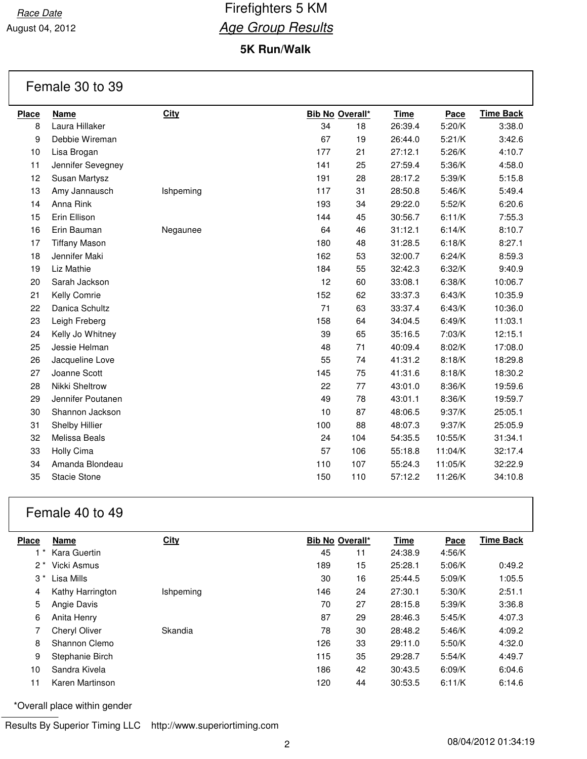Race Date

August 04, 2012

# Firefighters 5 KM

## *Age Group Results*

### 5K Run/Walk

## Female 30 to 39

| Place | Name | City | Bib No | Overall* | Time | Pace | Time Back |
|---|---|---|---|---|---|---|---|
| 8 | Laura Hillaker | | 34 | 18 | 26:39.4 | 5:20/K | 3:38.0 |
| 9 | Debbie Wireman | | 67 | 19 | 26:44.0 | 5:21/K | 3:42.6 |
| 10 | Lisa Brogan | | 177 | 21 | 27:12.1 | 5:26/K | 4:10.7 |
| 11 | Jennifer Sevegney | | 141 | 25 | 27:59.4 | 5:36/K | 4:58.0 |
| 12 | Susan Martysz | | 191 | 28 | 28:17.2 | 5:39/K | 5:15.8 |
| 13 | Amy Jannausch | Ishpeming | 117 | 31 | 28:50.8 | 5:46/K | 5:49.4 |
| 14 | Anna Rink | | 193 | 34 | 29:22.0 | 5:52/K | 6:20.6 |
| 15 | Erin Ellison | | 144 | 45 | 30:56.7 | 6:11/K | 7:55.3 |
| 16 | Erin Bauman | Negaunee | 64 | 46 | 31:12.1 | 6:14/K | 8:10.7 |
| 17 | Tiffany Mason | | 180 | 48 | 31:28.5 | 6:18/K | 8:27.1 |
| 18 | Jennifer Maki | | 162 | 53 | 32:00.7 | 6:24/K | 8:59.3 |
| 19 | Liz Mathie | | 184 | 55 | 32:42.3 | 6:32/K | 9:40.9 |
| 20 | Sarah Jackson | | 12 | 60 | 33:08.1 | 6:38/K | 10:06.7 |
| 21 | Kelly Comrie | | 152 | 62 | 33:37.3 | 6:43/K | 10:35.9 |
| 22 | Danica Schultz | | 71 | 63 | 33:37.4 | 6:43/K | 10:36.0 |
| 23 | Leigh Freberg | | 158 | 64 | 34:04.5 | 6:49/K | 11:03.1 |
| 24 | Kelly Jo Whitney | | 39 | 65 | 35:16.5 | 7:03/K | 12:15.1 |
| 25 | Jessie Helman | | 48 | 71 | 40:09.4 | 8:02/K | 17:08.0 |
| 26 | Jacqueline Love | | 55 | 74 | 41:31.2 | 8:18/K | 18:29.8 |
| 27 | Joanne Scott | | 145 | 75 | 41:31.6 | 8:18/K | 18:30.2 |
| 28 | Nikki Sheltrow | | 22 | 77 | 43:01.0 | 8:36/K | 19:59.6 |
| 29 | Jennifer Poutanen | | 49 | 78 | 43:01.1 | 8:36/K | 19:59.7 |
| 30 | Shannon Jackson | | 10 | 87 | 48:06.5 | 9:37/K | 25:05.1 |
| 31 | Shelby Hillier | | 100 | 88 | 48:07.3 | 9:37/K | 25:05.9 |
| 32 | Melissa Beals | | 24 | 104 | 54:35.5 | 10:55/K | 31:34.1 |
| 33 | Holly Cima | | 57 | 106 | 55:18.8 | 11:04/K | 32:17.4 |
| 34 | Amanda Blondeau | | 110 | 107 | 55:24.3 | 11:05/K | 32:22.9 |
| 35 | Stacie Stone | | 150 | 110 | 57:12.2 | 11:26/K | 34:10.8 |

## Female 40 to 49

| Place | Name | City | Bib No | Overall* | Time | Pace | Time Back |
|---|---|---|---|---|---|---|---|
| 1 * | Kara Guertin | | 45 | 11 | 24:38.9 | 4:56/K | |
| 2 * | Vicki Asmus | | 189 | 15 | 25:28.1 | 5:06/K | 0:49.2 |
| 3 * | Lisa Mills | | 30 | 16 | 25:44.5 | 5:09/K | 1:05.5 |
| 4 | Kathy Harrington | Ishpeming | 146 | 24 | 27:30.1 | 5:30/K | 2:51.1 |
| 5 | Angie Davis | | 70 | 27 | 28:15.8 | 5:39/K | 3:36.8 |
| 6 | Anita Henry | | 87 | 29 | 28:46.3 | 5:45/K | 4:07.3 |
| 7 | Cheryl Oliver | Skandia | 78 | 30 | 28:48.2 | 5:46/K | 4:09.2 |
| 8 | Shannon Clemo | | 126 | 33 | 29:11.0 | 5:50/K | 4:32.0 |
| 9 | Stephanie Birch | | 115 | 35 | 29:28.7 | 5:54/K | 4:49.7 |
| 10 | Sandra Kivela | | 186 | 42 | 30:43.5 | 6:09/K | 6:04.6 |
| 11 | Karen Martinson | | 120 | 44 | 30:53.5 | 6:11/K | 6:14.6 |

*Overall place within gender

Results By Superior Timing LLC http://www.superiortiming.com

08/04/2012 01:34:19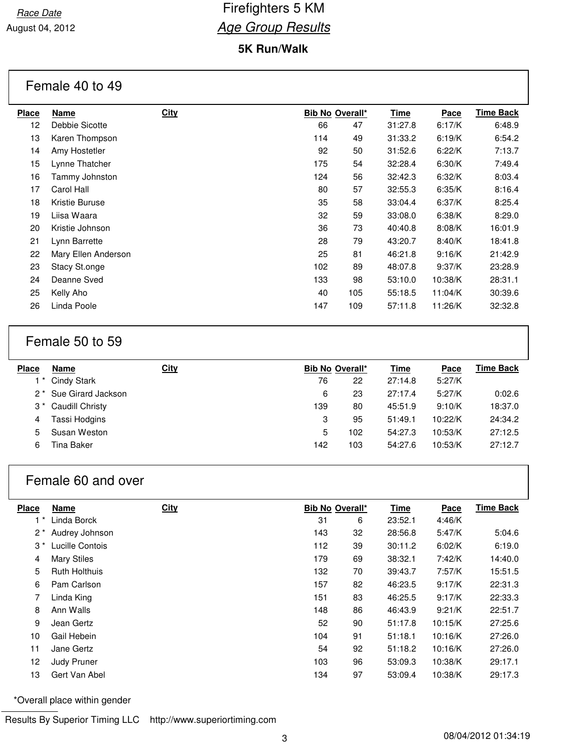Race Date

August 04, 2012

# Firefighters 5 KM

## *Age Group Results*

### 5K Run/Walk

## Female 40 to 49

| Place | Name | City | Bib No | Overall* | Time | Pace | Time Back |
|---|---|---|---|---|---|---|---|
| 12 | Debbie Sicotte | | 66 | 47 | 31:27.8 | 6:17/K | 6:48.9 |
| 13 | Karen Thompson | | 114 | 49 | 31:33.2 | 6:19/K | 6:54.2 |
| 14 | Amy Hostetler | | 92 | 50 | 31:52.6 | 6:22/K | 7:13.7 |
| 15 | Lynne Thatcher | | 175 | 54 | 32:28.4 | 6:30/K | 7:49.4 |
| 16 | Tammy Johnston | | 124 | 56 | 32:42.3 | 6:32/K | 8:03.4 |
| 17 | Carol Hall | | 80 | 57 | 32:55.3 | 6:35/K | 8:16.4 |
| 18 | Kristie Buruse | | 35 | 58 | 33:04.4 | 6:37/K | 8:25.4 |
| 19 | Liisa Waara | | 32 | 59 | 33:08.0 | 6:38/K | 8:29.0 |
| 20 | Kristie Johnson | | 36 | 73 | 40:40.8 | 8:08/K | 16:01.9 |
| 21 | Lynn Barrette | | 28 | 79 | 43:20.7 | 8:40/K | 18:41.8 |
| 22 | Mary Ellen Anderson | | 25 | 81 | 46:21.8 | 9:16/K | 21:42.9 |
| 23 | Stacy St.onge | | 102 | 89 | 48:07.8 | 9:37/K | 23:28.9 |
| 24 | Deanne Sved | | 133 | 98 | 53:10.0 | 10:38/K | 28:31.1 |
| 25 | Kelly Aho | | 40 | 105 | 55:18.5 | 11:04/K | 30:39.6 |
| 26 | Linda Poole | | 147 | 109 | 57:11.8 | 11:26/K | 32:32.8 |

## Female 50 to 59

| Place | Name | City | Bib No | Overall* | Time | Pace | Time Back |
|---|---|---|---|---|---|---|---|
| 1 * | Cindy Stark | | 76 | 22 | 27:14.8 | 5:27/K | |
| 2 * | Sue Girard Jackson | | 6 | 23 | 27:17.4 | 5:27/K | 0:02.6 |
| 3 * | Caudill Christy | | 139 | 80 | 45:51.9 | 9:10/K | 18:37.0 |
| 4 | Tassi Hodgins | | 3 | 95 | 51:49.1 | 10:22/K | 24:34.2 |
| 5 | Susan Weston | | 5 | 102 | 54:27.3 | 10:53/K | 27:12.5 |
| 6 | Tina Baker | | 142 | 103 | 54:27.6 | 10:53/K | 27:12.7 |

## Female 60 and over

| Place | Name | City | Bib No | Overall* | Time | Pace | Time Back |
|---|---|---|---|---|---|---|---|
| 1 * | Linda Borck | | 31 | 6 | 23:52.1 | 4:46/K | |
| 2 * | Audrey Johnson | | 143 | 32 | 28:56.8 | 5:47/K | 5:04.6 |
| 3 * | Lucille Contois | | 112 | 39 | 30:11.2 | 6:02/K | 6:19.0 |
| 4 | Mary Stiles | | 179 | 69 | 38:32.1 | 7:42/K | 14:40.0 |
| 5 | Ruth Holthuis | | 132 | 70 | 39:43.7 | 7:57/K | 15:51.5 |
| 6 | Pam Carlson | | 157 | 82 | 46:23.5 | 9:17/K | 22:31.3 |
| 7 | Linda King | | 151 | 83 | 46:25.5 | 9:17/K | 22:33.3 |
| 8 | Ann Walls | | 148 | 86 | 46:43.9 | 9:21/K | 22:51.7 |
| 9 | Jean Gertz | | 52 | 90 | 51:17.8 | 10:15/K | 27:25.6 |
| 10 | Gail Hebein | | 104 | 91 | 51:18.1 | 10:16/K | 27:26.0 |
| 11 | Jane Gertz | | 54 | 92 | 51:18.2 | 10:16/K | 27:26.0 |
| 12 | Judy Pruner | | 103 | 96 | 53:09.3 | 10:38/K | 29:17.1 |
| 13 | Gert Van Abel | | 134 | 97 | 53:09.4 | 10:38/K | 29:17.3 |

*Overall place within gender

Results By Superior Timing LLC http://www.superiortiming.com

08/04/2012 01:34:19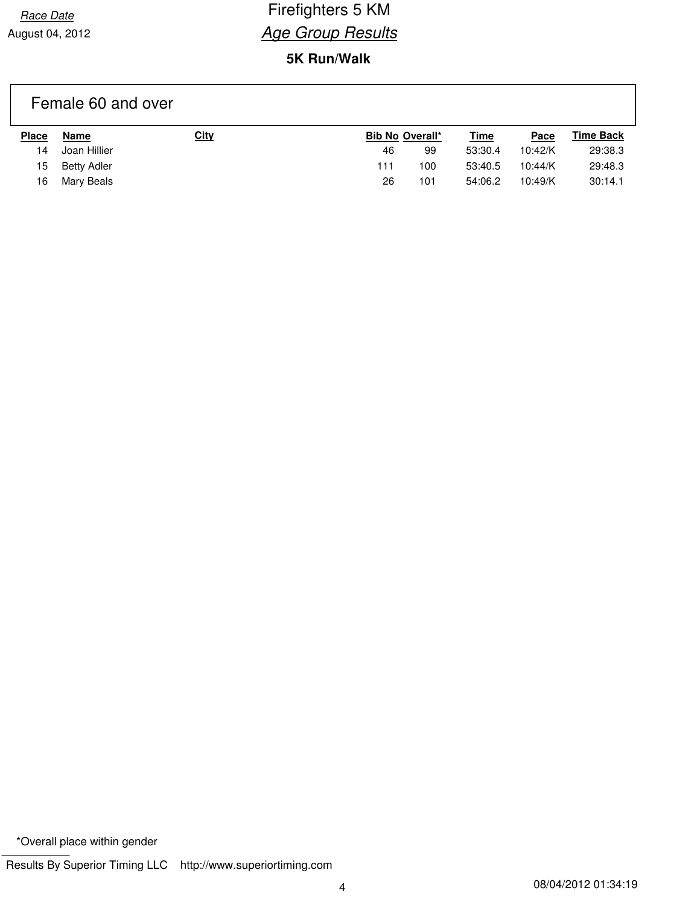Race Date

August 04, 2012

# Firefighters 5 KM

## *Age Group Results*

### 5K Run/Walk

## Female 60 and over

| Place | Name | City | Bib No | Overall* | Time | Pace | Time Back |
|---|---|---|---|---|---|---|---|
| 14 | Joan Hillier | | 46 | 99 | 53:30.4 | 10:42/K | 29:38.3 |
| 15 | Betty Adler | | 111 | 100 | 53:40.5 | 10:44/K | 29:48.3 |
| 16 | Mary Beals | | 26 | 101 | 54:06.2 | 10:49/K | 30:14.1 |

*Overall place within gender

Results By Superior Timing LLC    http://www.superiortiming.com

08/04/2012 01:34:19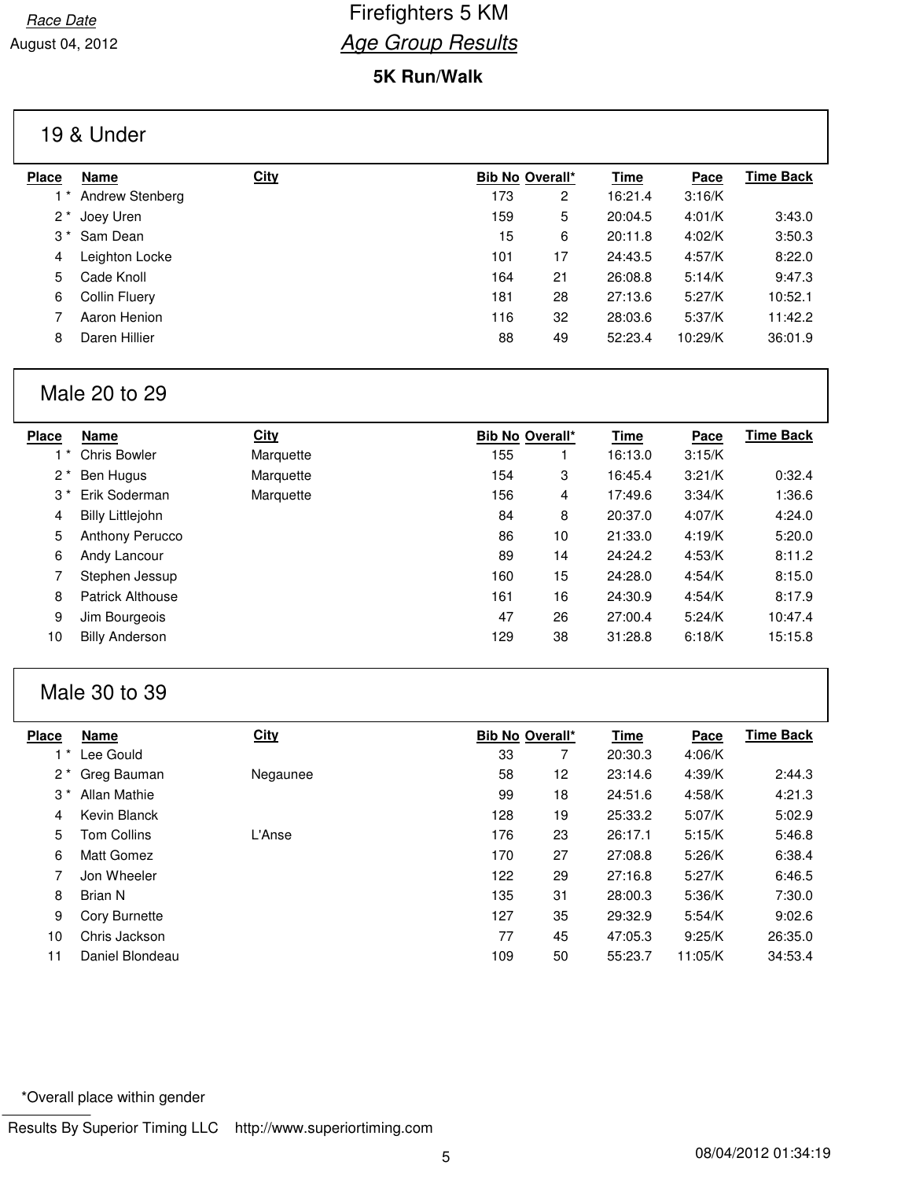Race Date

August 04, 2012

# Firefighters 5 KM

## Age Group Results

### 5K Run/Walk

## 19 & Under

| Place | Name | City | Bib No | Overall* | Time | Pace | Time Back |
|---|---|---|---|---|---|---|---|
| 1 * | Andrew Stenberg | | 173 | 2 | 16:21.4 | 3:16/K | |
| 2 * | Joey Uren | | 159 | 5 | 20:04.5 | 4:01/K | 3:43.0 |
| 3 * | Sam Dean | | 15 | 6 | 20:11.8 | 4:02/K | 3:50.3 |
| 4 | Leighton Locke | | 101 | 17 | 24:43.5 | 4:57/K | 8:22.0 |
| 5 | Cade Knoll | | 164 | 21 | 26:08.8 | 5:14/K | 9:47.3 |
| 6 | Collin Fluery | | 181 | 28 | 27:13.6 | 5:27/K | 10:52.1 |
| 7 | Aaron Henion | | 116 | 32 | 28:03.6 | 5:37/K | 11:42.2 |
| 8 | Daren Hillier | | 88 | 49 | 52:23.4 | 10:29/K | 36:01.9 |

## Male 20 to 29

| Place | Name | City | Bib No | Overall* | Time | Pace | Time Back |
|---|---|---|---|---|---|---|---|
| 1 * | Chris Bowler | Marquette | 155 | 1 | 16:13.0 | 3:15/K | |
| 2 * | Ben Hugus | Marquette | 154 | 3 | 16:45.4 | 3:21/K | 0:32.4 |
| 3 * | Erik Soderman | Marquette | 156 | 4 | 17:49.6 | 3:34/K | 1:36.6 |
| 4 | Billy Littlejohn | | 84 | 8 | 20:37.0 | 4:07/K | 4:24.0 |
| 5 | Anthony Perucco | | 86 | 10 | 21:33.0 | 4:19/K | 5:20.0 |
| 6 | Andy Lancour | | 89 | 14 | 24:24.2 | 4:53/K | 8:11.2 |
| 7 | Stephen Jessup | | 160 | 15 | 24:28.0 | 4:54/K | 8:15.0 |
| 8 | Patrick Althouse | | 161 | 16 | 24:30.9 | 4:54/K | 8:17.9 |
| 9 | Jim Bourgeois | | 47 | 26 | 27:00.4 | 5:24/K | 10:47.4 |
| 10 | Billy Anderson | | 129 | 38 | 31:28.8 | 6:18/K | 15:15.8 |

## Male 30 to 39

| Place | Name | City | Bib No | Overall* | Time | Pace | Time Back |
|---|---|---|---|---|---|---|---|
| 1 * | Lee Gould | | 33 | 7 | 20:30.3 | 4:06/K | |
| 2 * | Greg Bauman | Negaunee | 58 | 12 | 23:14.6 | 4:39/K | 2:44.3 |
| 3 * | Allan Mathie | | 99 | 18 | 24:51.6 | 4:58/K | 4:21.3 |
| 4 | Kevin Blanck | | 128 | 19 | 25:33.2 | 5:07/K | 5:02.9 |
| 5 | Tom Collins | L'Anse | 176 | 23 | 26:17.1 | 5:15/K | 5:46.8 |
| 6 | Matt Gomez | | 170 | 27 | 27:08.8 | 5:26/K | 6:38.4 |
| 7 | Jon Wheeler | | 122 | 29 | 27:16.8 | 5:27/K | 6:46.5 |
| 8 | Brian N | | 135 | 31 | 28:00.3 | 5:36/K | 7:30.0 |
| 9 | Cory Burnette | | 127 | 35 | 29:32.9 | 5:54/K | 9:02.6 |
| 10 | Chris Jackson | | 77 | 45 | 47:05.3 | 9:25/K | 26:35.0 |
| 11 | Daniel Blondeau | | 109 | 50 | 55:23.7 | 11:05/K | 34:53.4 |

*Overall place within gender

Results By Superior Timing LLC http://www.superiortiming.com

08/04/2012 01:34:19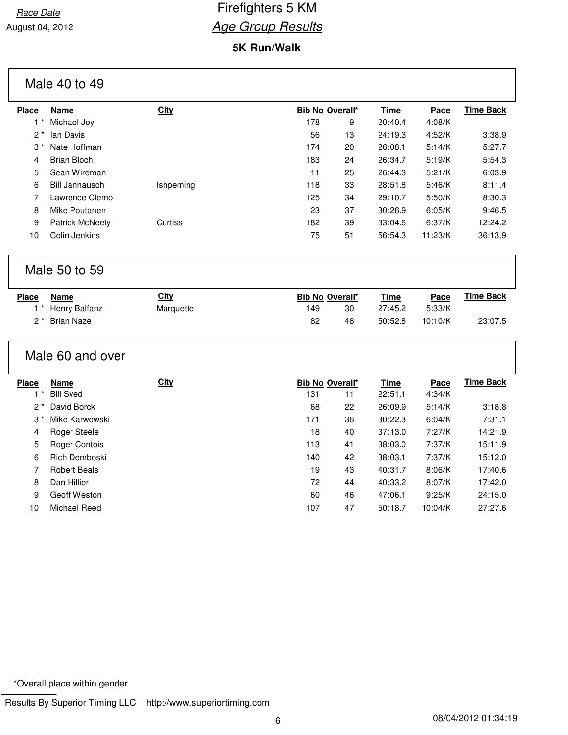Race Date

August 04, 2012

# Firefighters 5 KM

## *Age Group Results*

### 5K Run/Walk

## Male 40 to 49

| Place | Name | City | Bib No | Overall* | Time | Pace | Time Back |
|---|---|---|---|---|---|---|---|
| 1 * | Michael Joy | | 178 | 9 | 20:40.4 | 4:08/K | |
| 2 * | Ian Davis | | 56 | 13 | 24:19.3 | 4:52/K | 3:38.9 |
| 3 * | Nate Hoffman | | 174 | 20 | 26:08.1 | 5:14/K | 5:27.7 |
| 4 | Brian Bloch | | 183 | 24 | 26:34.7 | 5:19/K | 5:54.3 |
| 5 | Sean Wireman | | 11 | 25 | 26:44.3 | 5:21/K | 6:03.9 |
| 6 | Bill Jannausch | Ishpeming | 118 | 33 | 28:51.8 | 5:46/K | 8:11.4 |
| 7 | Lawrence Clemo | | 125 | 34 | 29:10.7 | 5:50/K | 8:30.3 |
| 8 | Mike Poutanen | | 23 | 37 | 30:26.9 | 6:05/K | 9:46.5 |
| 9 | Patrick McNeely | Curtiss | 182 | 39 | 33:04.6 | 6:37/K | 12:24.2 |
| 10 | Colin Jenkins | | 75 | 51 | 56:54.3 | 11:23/K | 36:13.9 |

## Male 50 to 59

| Place | Name | City | Bib No | Overall* | Time | Pace | Time Back |
|---|---|---|---|---|---|---|---|
| 1 * | Henry Balfanz | Marquette | 149 | 30 | 27:45.2 | 5:33/K | |
| 2 * | Brian Naze | | 82 | 48 | 50:52.8 | 10:10/K | 23:07.5 |

## Male 60 and over

| Place | Name | City | Bib No | Overall* | Time | Pace | Time Back |
|---|---|---|---|---|---|---|---|
| 1 * | Bill Sved | | 131 | 11 | 22:51.1 | 4:34/K | |
| 2 * | David Borck | | 68 | 22 | 26:09.9 | 5:14/K | 3:18.8 |
| 3 * | Mike Karwowski | | 171 | 36 | 30:22.3 | 6:04/K | 7:31.1 |
| 4 | Roger Steele | | 18 | 40 | 37:13.0 | 7:27/K | 14:21.9 |
| 5 | Roger Contois | | 113 | 41 | 38:03.0 | 7:37/K | 15:11.9 |
| 6 | Rich Demboski | | 140 | 42 | 38:03.1 | 7:37/K | 15:12.0 |
| 7 | Robert Beals | | 19 | 43 | 40:31.7 | 8:06/K | 17:40.6 |
| 8 | Dan Hillier | | 72 | 44 | 40:33.2 | 8:07/K | 17:42.0 |
| 9 | Geoff Weston | | 60 | 46 | 47:06.1 | 9:25/K | 24:15.0 |
| 10 | Michael Reed | | 107 | 47 | 50:18.7 | 10:04/K | 27:27.6 |

*Overall place within gender

Results By Superior Timing LLC http://www.superiortiming.com

08/04/2012 01:34:19